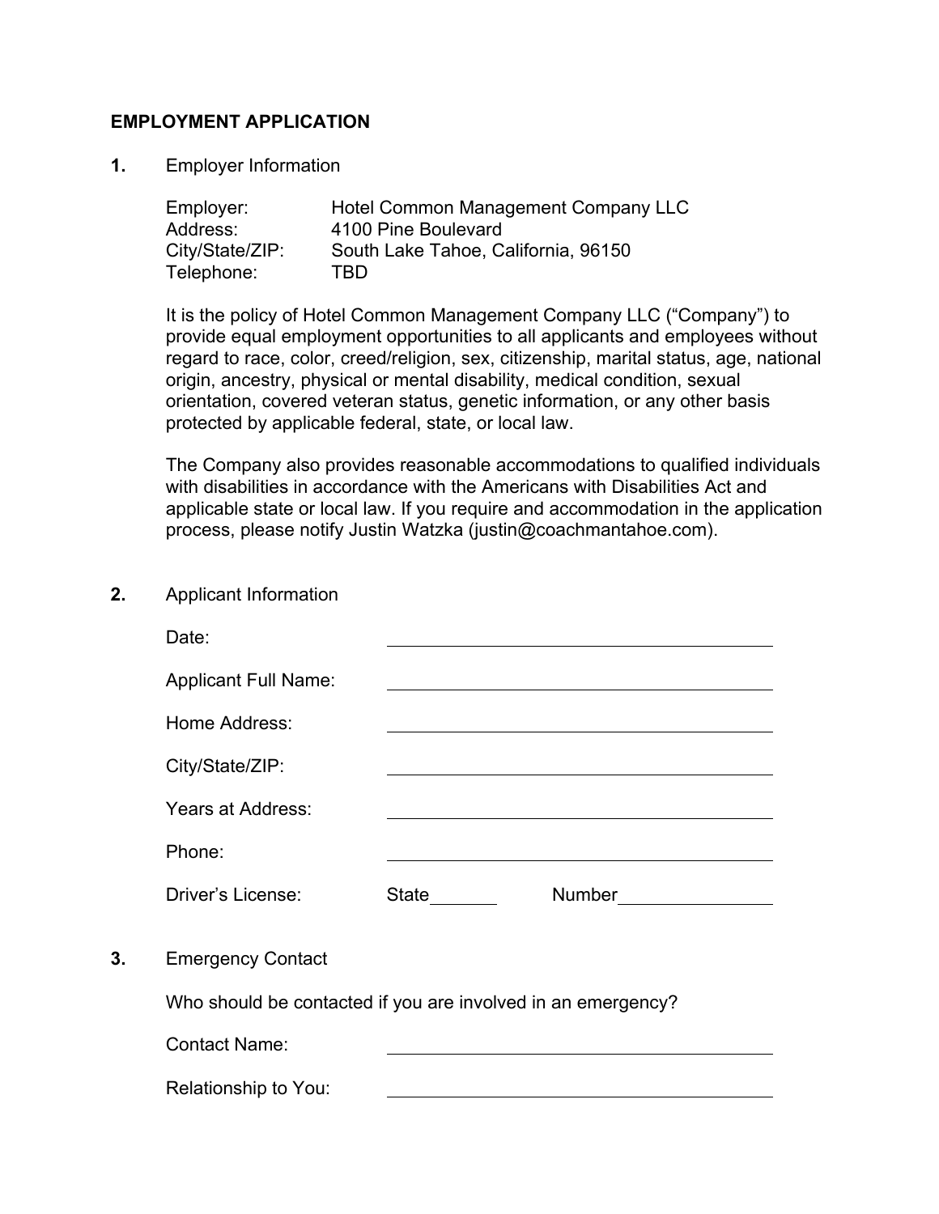# EMPLOYMENT APPLICATION

**1.** Employer Information

Employer: Hotel Common Management Company LLC
Address: 4100 Pine Boulevard
City/State/ZIP: South Lake Tahoe, California, 96150
Telephone: TBD

It is the policy of Hotel Common Management Company LLC ("Company") to provide equal employment opportunities to all applicants and employees without regard to race, color, creed/religion, sex, citizenship, marital status, age, national origin, ancestry, physical or mental disability, medical condition, sexual orientation, covered veteran status, genetic information, or any other basis protected by applicable federal, state, or local law.

The Company also provides reasonable accommodations to qualified individuals with disabilities in accordance with the Americans with Disabilities Act and applicable state or local law. If you require and accommodation in the application process, please notify Justin Watzka (justin@coachmantahoe.com).

**2.** Applicant Information

Date: ______________________________

Applicant Full Name: ______________________________

Home Address: ______________________________

City/State/ZIP: ______________________________

Years at Address: ______________________________

Phone: ______________________________

Driver's License: State________ Number________________

**3.** Emergency Contact

Who should be contacted if you are involved in an emergency?

Contact Name: ______________________________

Relationship to You: ______________________________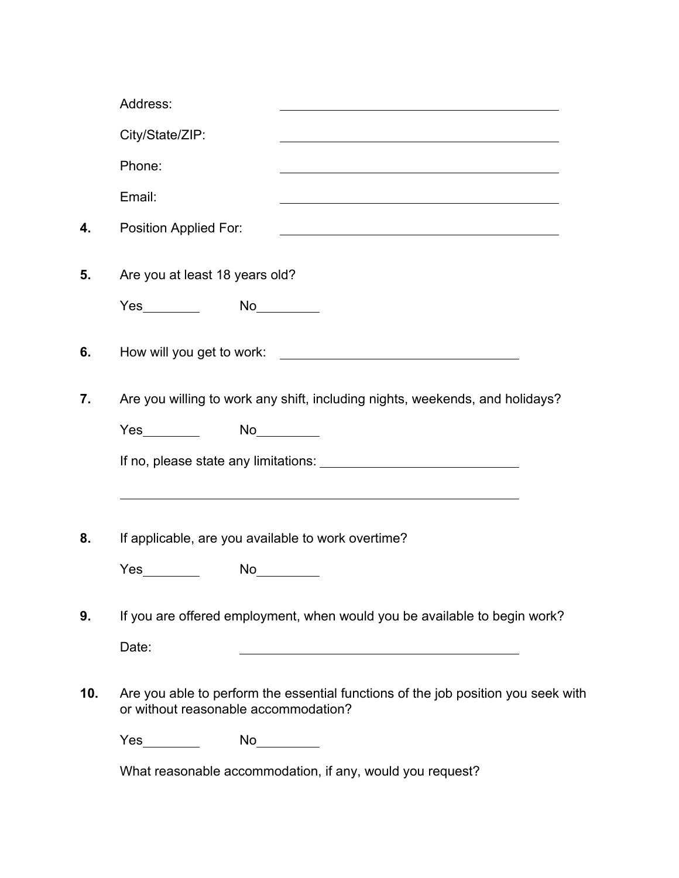Address: ________________________________________

City/State/ZIP: ________________________________________

Phone: ________________________________________

Email: ________________________________________

**4.** Position Applied For: ________________________________________

**5.** Are you at least 18 years old?

Yes________ No________

**6.** How will you get to work: ________________________________

**7.** Are you willing to work any shift, including nights, weekends, and holidays?

Yes________ No________

If no, please state any limitations: ____________________________

________________________________________________________________

**8.** If applicable, are you available to work overtime?

Yes________ No________

**9.** If you are offered employment, when would you be available to begin work?

Date: ________________________________________

**10.** Are you able to perform the essential functions of the job position you seek with or without reasonable accommodation?

Yes________ No________

What reasonable accommodation, if any, would you request?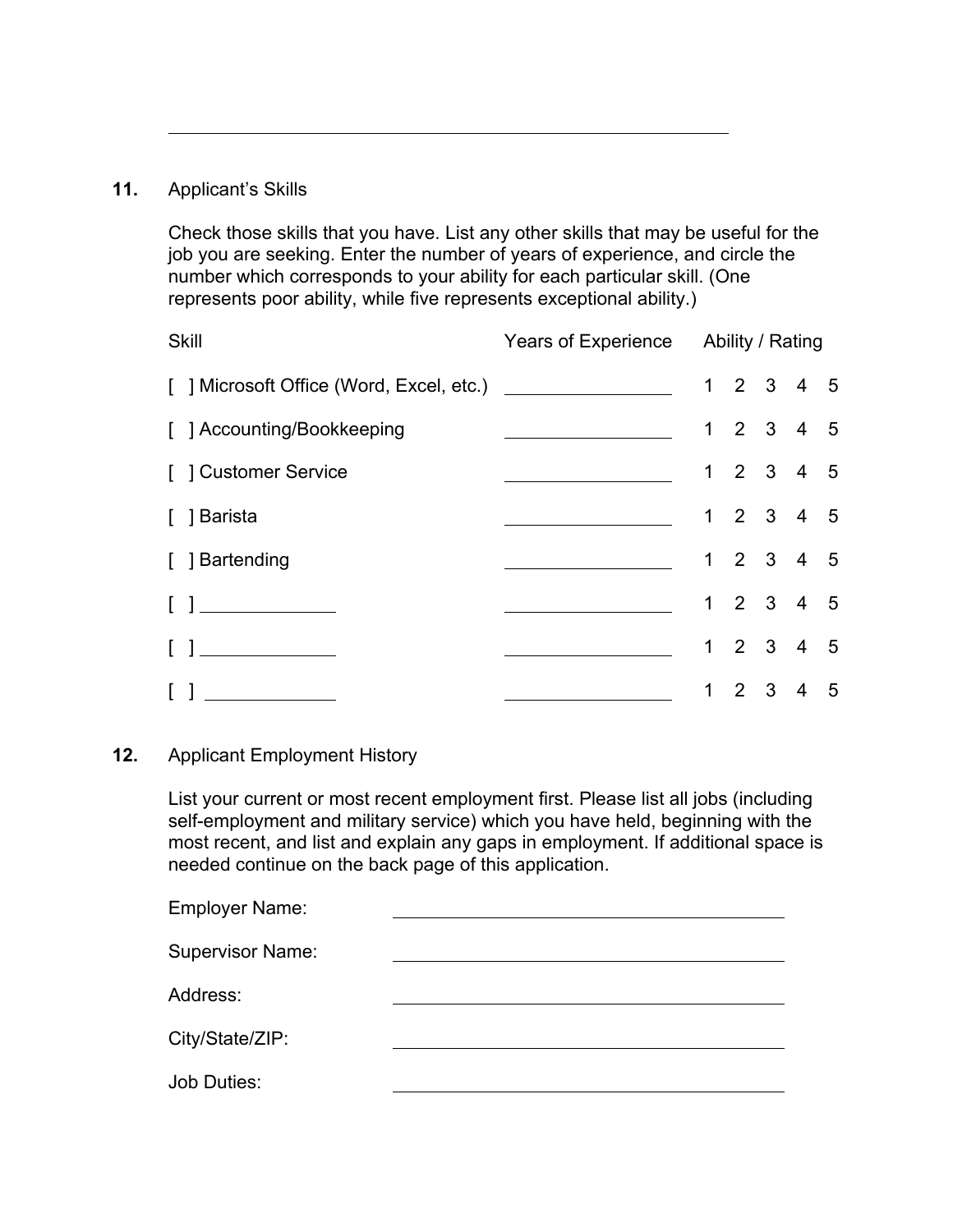\_\_\_\_\_\_\_\_\_\_\_\_\_\_\_\_\_\_\_\_\_\_\_\_\_\_\_\_\_\_\_\_\_\_\_\_\_\_\_\_\_\_\_\_\_\_\_\_\_\_

**11.** Applicant's Skills

Check those skills that you have. List any other skills that may be useful for the job you are seeking. Enter the number of years of experience, and circle the number which corresponds to your ability for each particular skill. (One represents poor ability, while five represents exceptional ability.)

| Skill | Years of Experience | Ability / Rating |
|---|---|---|
| [ ] Microsoft Office (Word, Excel, etc.) | \_\_\_\_\_\_\_\_\_\_\_\_\_\_ | 1 2 3 4 5 |
| [ ] Accounting/Bookkeeping | \_\_\_\_\_\_\_\_\_\_\_\_\_\_ | 1 2 3 4 5 |
| [ ] Customer Service | \_\_\_\_\_\_\_\_\_\_\_\_\_\_ | 1 2 3 4 5 |
| [ ] Barista | \_\_\_\_\_\_\_\_\_\_\_\_\_\_ | 1 2 3 4 5 |
| [ ] Bartending | \_\_\_\_\_\_\_\_\_\_\_\_\_\_ | 1 2 3 4 5 |
| [ ] \_\_\_\_\_\_\_\_\_\_\_\_ | \_\_\_\_\_\_\_\_\_\_\_\_\_\_ | 1 2 3 4 5 |
| [ ] \_\_\_\_\_\_\_\_\_\_\_\_ | \_\_\_\_\_\_\_\_\_\_\_\_\_\_ | 1 2 3 4 5 |
| [ ] \_\_\_\_\_\_\_\_\_\_\_\_ | \_\_\_\_\_\_\_\_\_\_\_\_\_\_ | 1 2 3 4 5 |

**12.** Applicant Employment History

List your current or most recent employment first. Please list all jobs (including self-employment and military service) which you have held, beginning with the most recent, and list and explain any gaps in employment. If additional space is needed continue on the back page of this application.

Employer Name: \_\_\_\_\_\_\_\_\_\_\_\_\_\_\_\_\_\_\_\_\_\_\_\_\_\_\_\_\_\_\_\_\_\_

Supervisor Name: \_\_\_\_\_\_\_\_\_\_\_\_\_\_\_\_\_\_\_\_\_\_\_\_\_\_\_\_\_\_\_\_\_\_

Address: \_\_\_\_\_\_\_\_\_\_\_\_\_\_\_\_\_\_\_\_\_\_\_\_\_\_\_\_\_\_\_\_\_\_

City/State/ZIP: \_\_\_\_\_\_\_\_\_\_\_\_\_\_\_\_\_\_\_\_\_\_\_\_\_\_\_\_\_\_\_\_\_\_

Job Duties: \_\_\_\_\_\_\_\_\_\_\_\_\_\_\_\_\_\_\_\_\_\_\_\_\_\_\_\_\_\_\_\_\_\_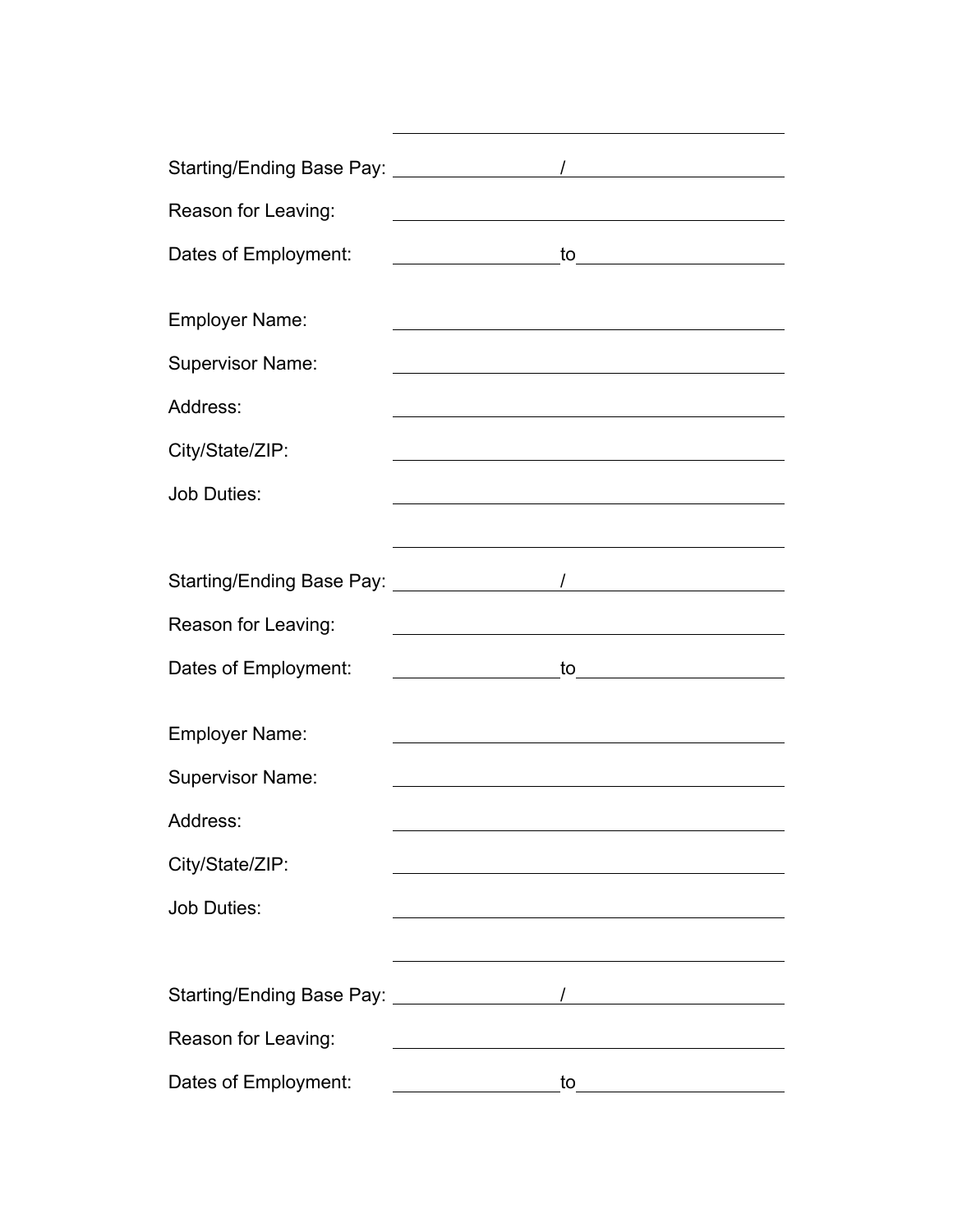Starting/Ending Base Pay: ________________ / ____________________

Reason for Leaving: ______________________________________

Dates of Employment: ________________ to ____________________

Employer Name: ______________________________________

Supervisor Name: ______________________________________

Address: ______________________________________

City/State/ZIP: ______________________________________

Job Duties: ______________________________________

______________________________________

Starting/Ending Base Pay: ________________ / ____________________

Reason for Leaving: ______________________________________

Dates of Employment: ________________ to ____________________

Employer Name: ______________________________________

Supervisor Name: ______________________________________

Address: ______________________________________

City/State/ZIP: ______________________________________

Job Duties: ______________________________________

______________________________________

Starting/Ending Base Pay: ________________ / ____________________

Reason for Leaving: ______________________________________

Dates of Employment: ________________ to ____________________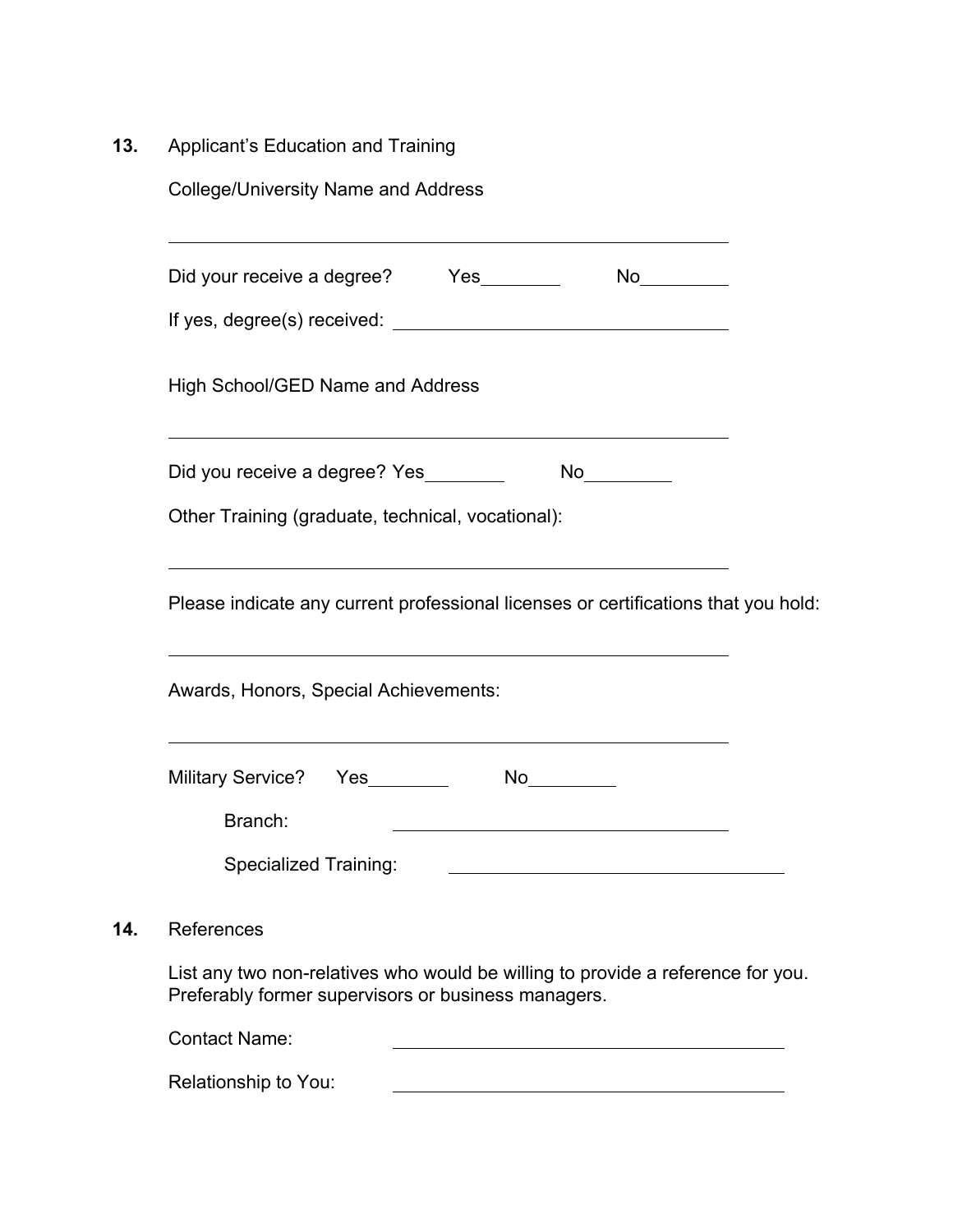**13.** Applicant's Education and Training

College/University Name and Address

_______________________________________________

Did your receive a degree? Yes________ No_________

If yes, degree(s) received: _________________________________

High School/GED Name and Address

_______________________________________________

Did you receive a degree? Yes________ No_________

Other Training (graduate, technical, vocational):

_______________________________________________

Please indicate any current professional licenses or certifications that you hold:

_______________________________________________

Awards, Honors, Special Achievements:

_______________________________________________

Military Service? Yes________ No_________

Branch: _________________________________

Specialized Training: _________________________________

**14.** References

List any two non-relatives who would be willing to provide a reference for you. Preferably former supervisors or business managers.

Contact Name: _________________________________

Relationship to You: _________________________________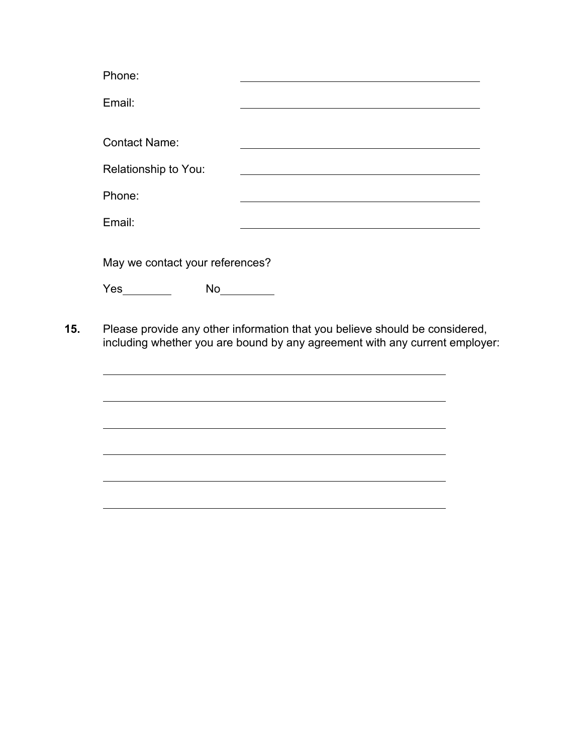Phone: ______________________________

Email: ______________________________

Contact Name: ______________________________

Relationship to You: ______________________________

Phone: ______________________________

Email: ______________________________

May we contact your references?

Yes________ No________

**15.** Please provide any other information that you believe should be considered, including whether you are bound by any agreement with any current employer:

______________________________________________________________

______________________________________________________________

______________________________________________________________

______________________________________________________________

______________________________________________________________

______________________________________________________________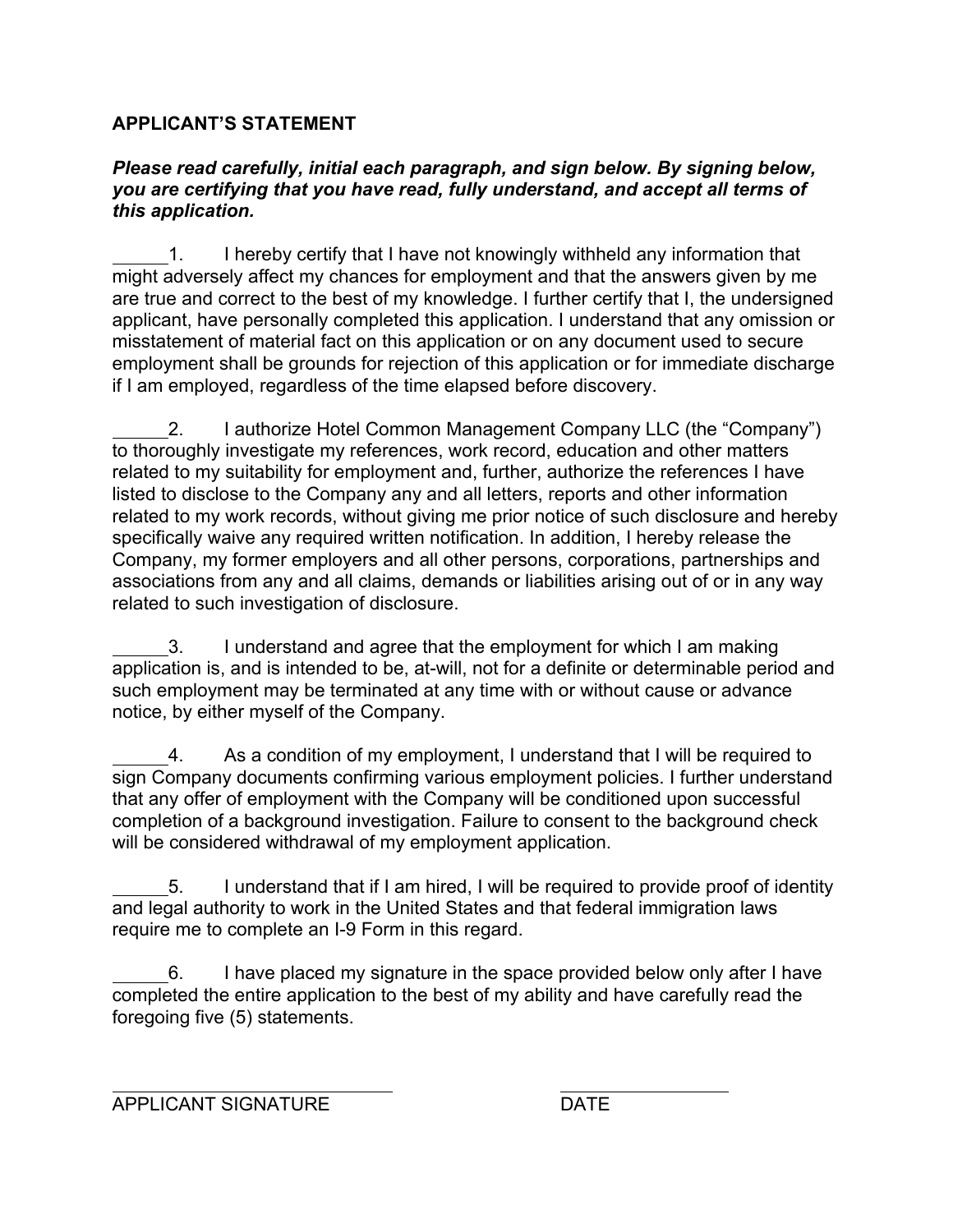## APPLICANT'S STATEMENT

***Please read carefully, initial each paragraph, and sign below. By signing below, you are certifying that you have read, fully understand, and accept all terms of this application.***

______1. I hereby certify that I have not knowingly withheld any information that might adversely affect my chances for employment and that the answers given by me are true and correct to the best of my knowledge. I further certify that I, the undersigned applicant, have personally completed this application. I understand that any omission or misstatement of material fact on this application or on any document used to secure employment shall be grounds for rejection of this application or for immediate discharge if I am employed, regardless of the time elapsed before discovery.

______2. I authorize Hotel Common Management Company LLC (the "Company") to thoroughly investigate my references, work record, education and other matters related to my suitability for employment and, further, authorize the references I have listed to disclose to the Company any and all letters, reports and other information related to my work records, without giving me prior notice of such disclosure and hereby specifically waive any required written notification. In addition, I hereby release the Company, my former employers and all other persons, corporations, partnerships and associations from any and all claims, demands or liabilities arising out of or in any way related to such investigation of disclosure.

______3. I understand and agree that the employment for which I am making application is, and is intended to be, at-will, not for a definite or determinable period and such employment may be terminated at any time with or without cause or advance notice, by either myself of the Company.

______4. As a condition of my employment, I understand that I will be required to sign Company documents confirming various employment policies. I further understand that any offer of employment with the Company will be conditioned upon successful completion of a background investigation. Failure to consent to the background check will be considered withdrawal of my employment application.

______5. I understand that if I am hired, I will be required to provide proof of identity and legal authority to work in the United States and that federal immigration laws require me to complete an I-9 Form in this regard.

______6. I have placed my signature in the space provided below only after I have completed the entire application to the best of my ability and have carefully read the foregoing five (5) statements.

______________________________ ____________________

APPLICANT SIGNATURE DATE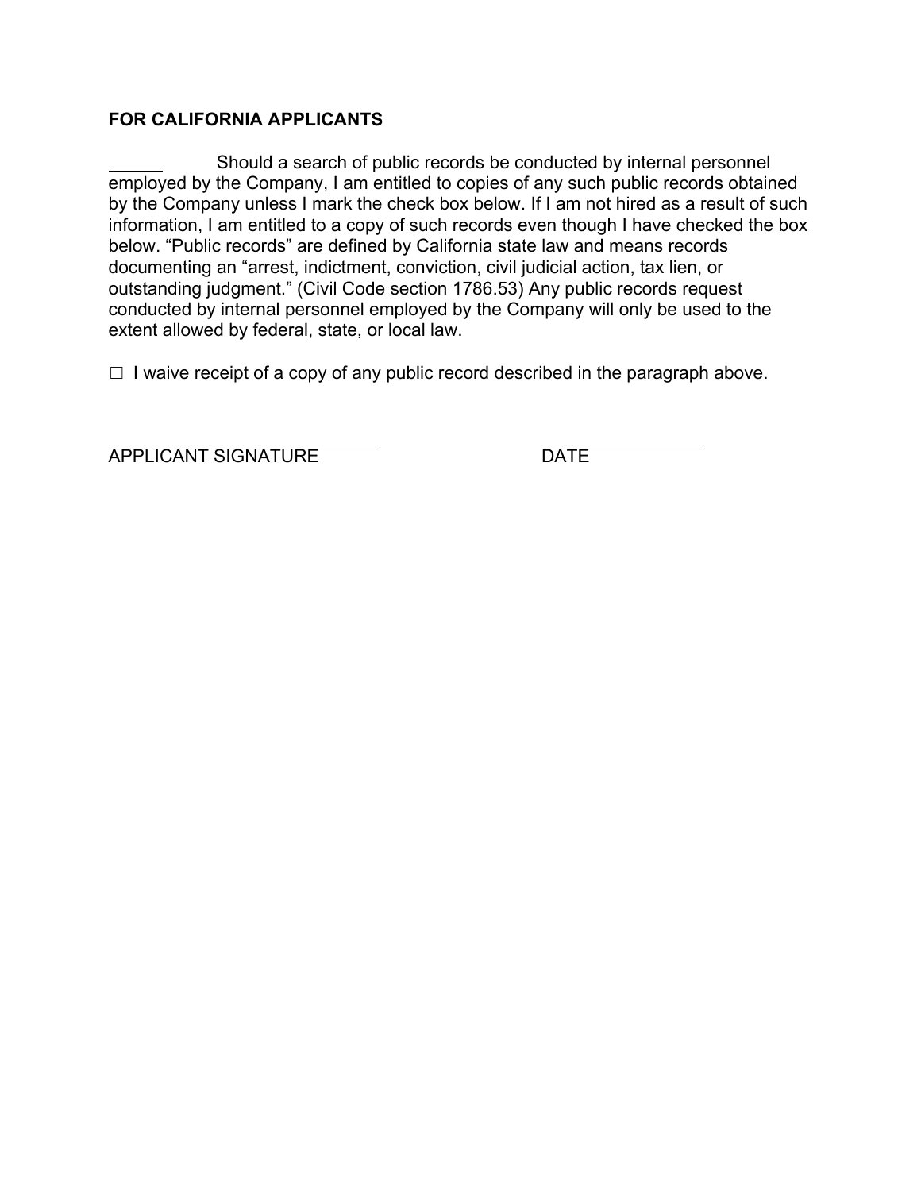**FOR CALIFORNIA APPLICANTS**

\_\_\_\_\_\_ Should a search of public records be conducted by internal personnel employed by the Company, I am entitled to copies of any such public records obtained by the Company unless I mark the check box below. If I am not hired as a result of such information, I am entitled to a copy of such records even though I have checked the box below. "Public records" are defined by California state law and means records documenting an "arrest, indictment, conviction, civil judicial action, tax lien, or outstanding judgment." (Civil Code section 1786.53) Any public records request conducted by internal personnel employed by the Company will only be used to the extent allowed by federal, state, or local law.

☐ I waive receipt of a copy of any public record described in the paragraph above.

\_\_\_\_\_\_\_\_\_\_\_\_\_\_\_\_\_\_\_\_\_\_\_\_\_\_\_\_ \_\_\_\_\_\_\_\_\_\_\_\_\_\_\_\_\_\_

APPLICANT SIGNATURE DATE